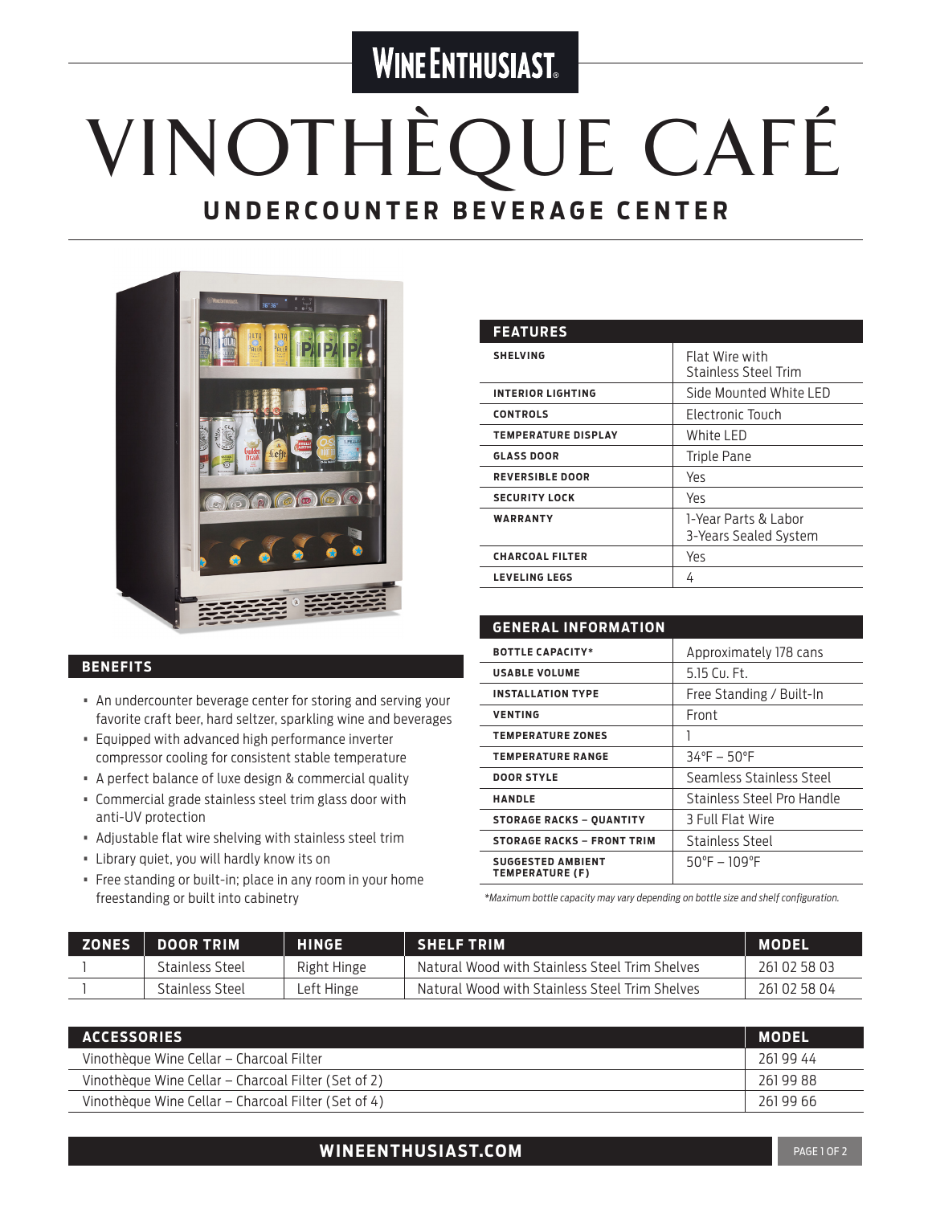# WINE ENTHUSIAST

# VINOTHÈQUE CAFÉ

## UNDERCOUNTER BEVERAGE CENTER

| FEATURES | |
|---|---|
| SHELVING | Flat Wire with Stainless Steel Trim |
| INTERIOR LIGHTING | Side Mounted White LED |
| CONTROLS | Electronic Touch |
| TEMPERATURE DISPLAY | White LED |
| GLASS DOOR | Triple Pane |
| REVERSIBLE DOOR | Yes |
| SECURITY LOCK | Yes |
| WARRANTY | 1-Year Parts & Labor 3-Years Sealed System |
| CHARCOAL FILTER | Yes |
| LEVELING LEGS | 4 |

| GENERAL INFORMATION | |
|---|---|
| BOTTLE CAPACITY* | Approximately 178 cans |
| USABLE VOLUME | 5.15 Cu. Ft. |
| INSTALLATION TYPE | Free Standing / Built-In |
| VENTING | Front |
| TEMPERATURE ZONES | 1 |
| TEMPERATURE RANGE | 34°F – 50°F |
| DOOR STYLE | Seamless Stainless Steel |
| HANDLE | Stainless Steel Pro Handle |
| STORAGE RACKS – QUANTITY | 3 Full Flat Wire |
| STORAGE RACKS – FRONT TRIM | Stainless Steel |
| SUGGESTED AMBIENT TEMPERATURE (F) | 50°F – 109°F |

*Maximum bottle capacity may vary depending on bottle size and shelf configuration.*

### BENEFITS

- An undercounter beverage center for storing and serving your favorite craft beer, hard seltzer, sparkling wine and beverages
- Equipped with advanced high performance inverter compressor cooling for consistent stable temperature
- A perfect balance of luxe design & commercial quality
- Commercial grade stainless steel trim glass door with anti-UV protection
- Adjustable flat wire shelving with stainless steel trim
- Library quiet, you will hardly know its on
- Free standing or built-in; place in any room in your home freestanding or built into cabinetry

| ZONES | DOOR TRIM | HINGE | SHELF TRIM | MODEL |
|---|---|---|---|---|
| 1 | Stainless Steel | Right Hinge | Natural Wood with Stainless Steel Trim Shelves | 261 02 58 03 |
| 1 | Stainless Steel | Left Hinge | Natural Wood with Stainless Steel Trim Shelves | 261 02 58 04 |

| ACCESSORIES | MODEL |
|---|---|
| Vinothèque Wine Cellar – Charcoal Filter | 261 99 44 |
| Vinothèque Wine Cellar – Charcoal Filter (Set of 2) | 261 99 88 |
| Vinothèque Wine Cellar – Charcoal Filter (Set of 4) | 261 99 66 |

WINEENTHUSIAST.COM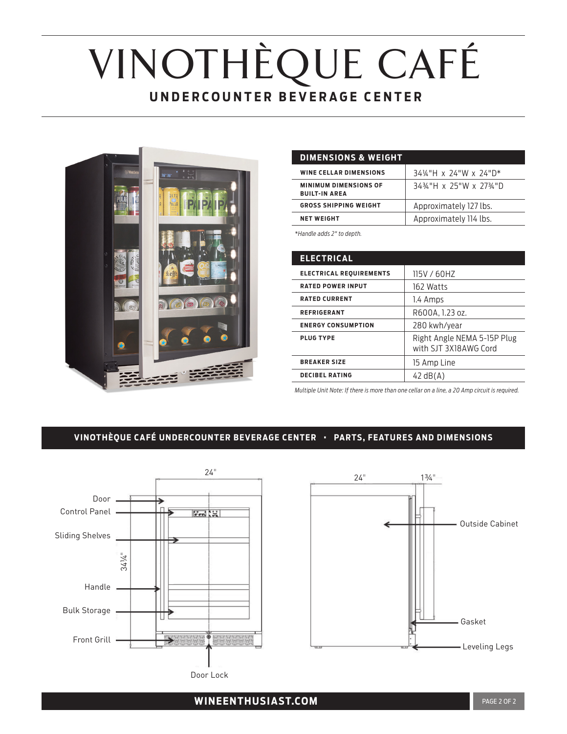# VINOTHÈQUE CAFÉ

## UNDERCOUNTER BEVERAGE CENTER

| DIMENSIONS & WEIGHT | |
|---|---|
| WINE CELLAR DIMENSIONS | 34¼"H x 24"W x 24"D* |
| MINIMUM DIMENSIONS OF BUILT-IN AREA | 34¾"H x 25"W x 27¾"D |
| GROSS SHIPPING WEIGHT | Approximately 127 lbs. |
| NET WEIGHT | Approximately 114 lbs. |

*\*Handle adds 2" to depth.*

| ELECTRICAL | |
|---|---|
| ELECTRICAL REQUIREMENTS | 115V / 60HZ |
| RATED POWER INPUT | 162 Watts |
| RATED CURRENT | 1.4 Amps |
| REFRIGERANT | R600A, 1.23 oz. |
| ENERGY CONSUMPTION | 280 kwh/year |
| PLUG TYPE | Right Angle NEMA 5-15P Plug with SJT 3X18AWG Cord |
| BREAKER SIZE | 15 Amp Line |
| DECIBEL RATING | 42 dB(A) |

*Multiple Unit Note: If there is more than one cellar on a line, a 20 Amp circuit is required.*

## VINOTHÈQUE CAFÉ UNDERCOUNTER BEVERAGE CENTER · PARTS, FEATURES AND DIMENSIONS

24"

34¼"

Door

Control Panel

Sliding Shelves

Handle

Bulk Storage

Front Grill

Door Lock

24"

1¾"

Outside Cabinet

Gasket

Leveling Legs

**WINEENTHUSIAST.COM**